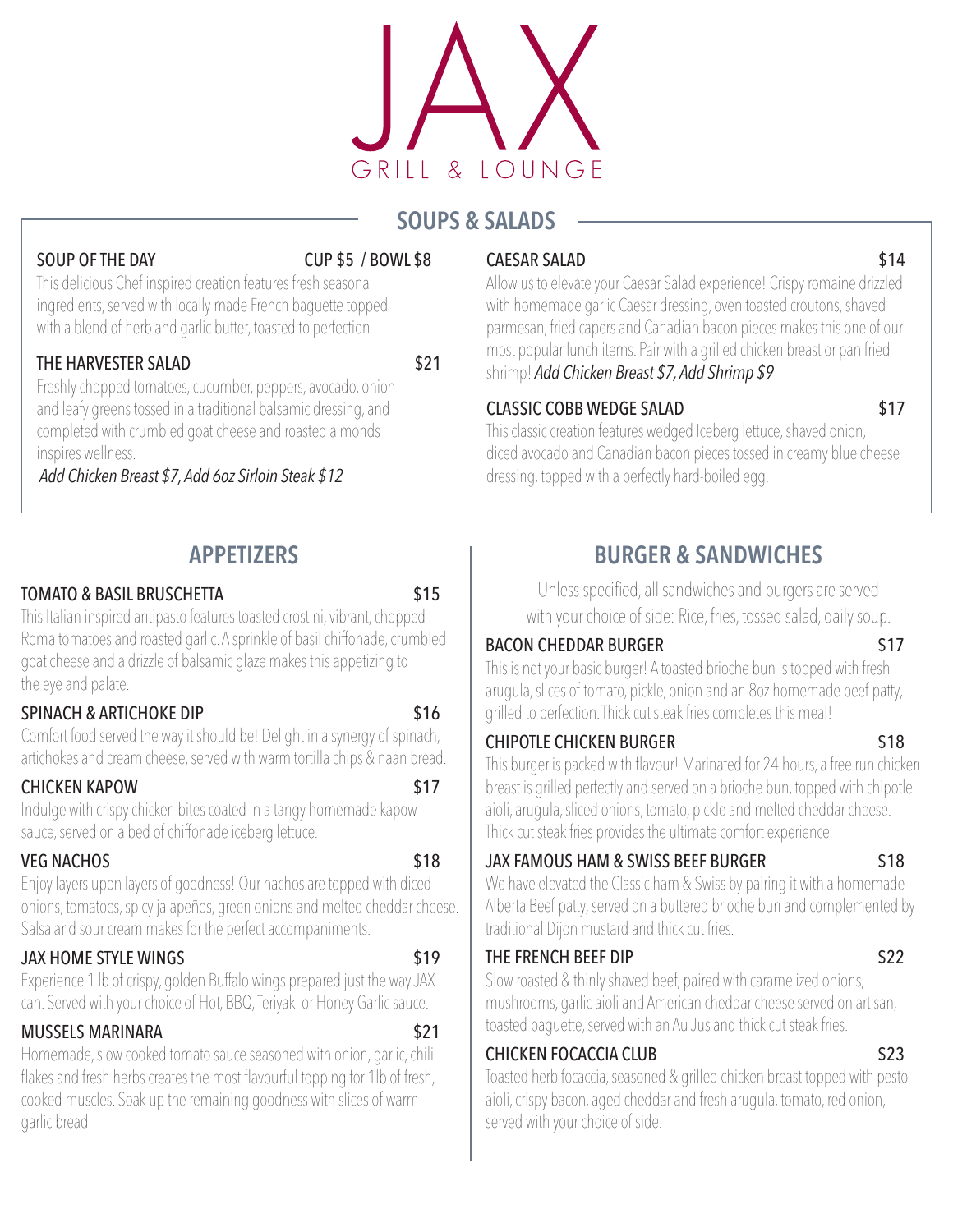# JAX

GRILL & LOUNGE

## SOUPS & SALADS

### SOUP OF THE DAY — CUP $5 / BOWL $8

This delicious Chef inspired creation features fresh seasonal ingredients, served with locally made French baguette topped with a blend of herb and garlic butter, toasted to perfection.

### THE HARVESTER SALAD — $21

Freshly chopped tomatoes, cucumber, peppers, avocado, onion and leafy greens tossed in a traditional balsamic dressing, and completed with crumbled goat cheese and roasted almonds inspires wellness.

*Add Chicken Breast $7, Add 6oz Sirloin Steak $12*

### CAESAR SALAD — $14

Allow us to elevate your Caesar Salad experience! Crispy romaine drizzled with homemade garlic Caesar dressing, oven toasted croutons, shaved parmesan, fried capers and Canadian bacon pieces makes this one of our most popular lunch items. Pair with a grilled chicken breast or pan fried shrimp! *Add Chicken Breast $7, Add Shrimp $9*

### CLASSIC COBB WEDGE SALAD — $17

This classic creation features wedged Iceberg lettuce, shaved onion, diced avocado and Canadian bacon pieces tossed in creamy blue cheese dressing, topped with a perfectly hard-boiled egg.

## APPETIZERS

### TOMATO & BASIL BRUSCHETTA — $15

This Italian inspired antipasto features toasted crostini, vibrant, chopped Roma tomatoes and roasted garlic. A sprinkle of basil chiffonade, crumbled goat cheese and a drizzle of balsamic glaze makes this appetizing to the eye and palate.

### SPINACH & ARTICHOKE DIP — $16

Comfort food served the way it should be! Delight in a synergy of spinach, artichokes and cream cheese, served with warm tortilla chips & naan bread.

### CHICKEN KAPOW — $17

Indulge with crispy chicken bites coated in a tangy homemade kapow sauce, served on a bed of chiffonade iceberg lettuce.

### VEG NACHOS — $18

Enjoy layers upon layers of goodness! Our nachos are topped with diced onions, tomatoes, spicy jalapeños, green onions and melted cheddar cheese. Salsa and sour cream makes for the perfect accompaniments.

### JAX HOME STYLE WINGS — $19

Experience 1 lb of crispy, golden Buffalo wings prepared just the way JAX can. Served with your choice of Hot, BBQ, Teriyaki or Honey Garlic sauce.

### MUSSELS MARINARA — $21

Homemade, slow cooked tomato sauce seasoned with onion, garlic, chili flakes and fresh herbs creates the most flavourful topping for 1lb of fresh, cooked muscles. Soak up the remaining goodness with slices of warm garlic bread.

## BURGER & SANDWICHES

Unless specified, all sandwiches and burgers are served with your choice of side: Rice, fries, tossed salad, daily soup.

### BACON CHEDDAR BURGER — $17

This is not your basic burger! A toasted brioche bun is topped with fresh arugula, slices of tomato, pickle, onion and an 8oz homemade beef patty, grilled to perfection. Thick cut steak fries completes this meal!

### CHIPOTLE CHICKEN BURGER — $18

This burger is packed with flavour! Marinated for 24 hours, a free run chicken breast is grilled perfectly and served on a brioche bun, topped with chipotle aioli, arugula, sliced onions, tomato, pickle and melted cheddar cheese. Thick cut steak fries provides the ultimate comfort experience.

### JAX FAMOUS HAM & SWISS BEEF BURGER — $18

We have elevated the Classic ham & Swiss by pairing it with a homemade Alberta Beef patty, served on a buttered brioche bun and complemented by traditional Dijon mustard and thick cut fries.

### THE FRENCH BEEF DIP — $22

Slow roasted & thinly shaved beef, paired with caramelized onions, mushrooms, garlic aioli and American cheddar cheese served on artisan, toasted baguette, served with an Au Jus and thick cut steak fries.

### CHICKEN FOCACCIA CLUB — $23

Toasted herb focaccia, seasoned & grilled chicken breast topped with pesto aioli, crispy bacon, aged cheddar and fresh arugula, tomato, red onion, served with your choice of side.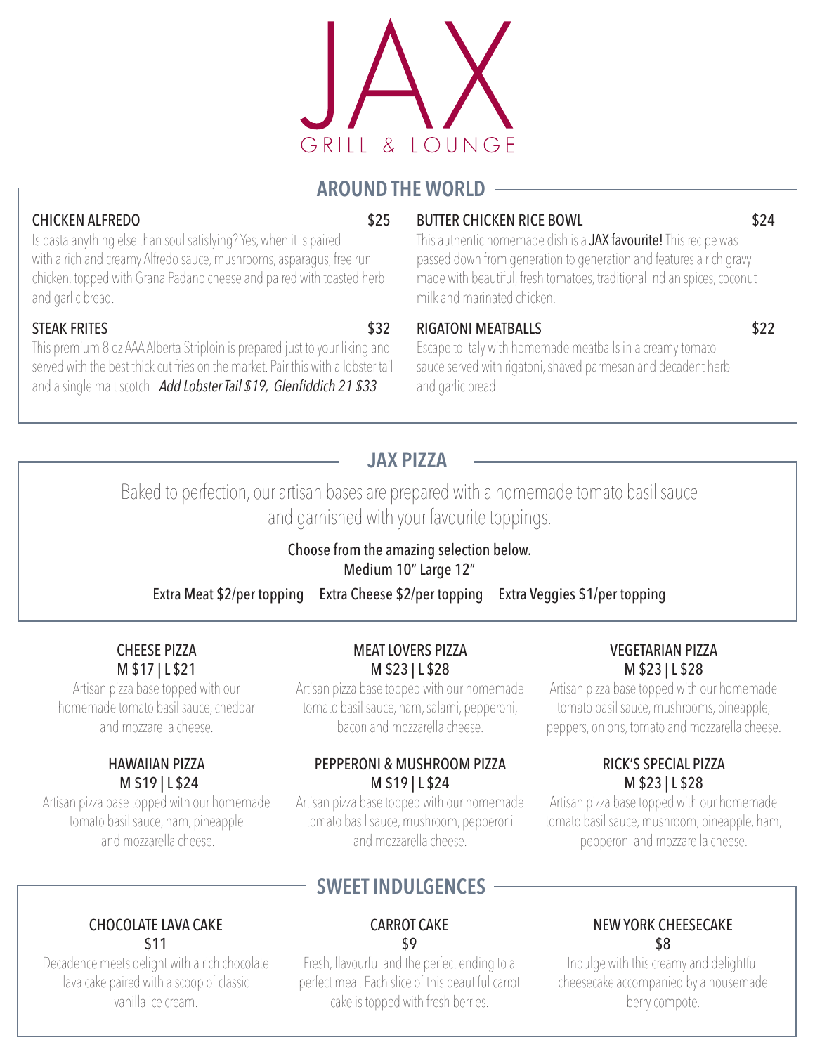# JAX

GRILL & LOUNGE

## AROUND THE WORLD

### CHICKEN ALFREDO $25

Is pasta anything else than soul satisfying? Yes, when it is paired with a rich and creamy Alfredo sauce, mushrooms, asparagus, free run chicken, topped with Grana Padano cheese and paired with toasted herb and garlic bread.

### STEAK FRITES $32

This premium 8 oz AAA Alberta Striploin is prepared just to your liking and served with the best thick cut fries on the market. Pair this with a lobster tail and a single malt scotch! *Add Lobster Tail $19, Glenfiddich 21 $33*

### BUTTER CHICKEN RICE BOWL $24

This authentic homemade dish is a **JAX favourite!** This recipe was passed down from generation to generation and features a rich gravy made with beautiful, fresh tomatoes, traditional Indian spices, coconut milk and marinated chicken.

### RIGATONI MEATBALLS $22

Escape to Italy with homemade meatballs in a creamy tomato sauce served with rigatoni, shaved parmesan and decadent herb and garlic bread.

## JAX PIZZA

Baked to perfection, our artisan bases are prepared with a homemade tomato basil sauce and garnished with your favourite toppings.

Choose from the amazing selection below.
Medium 10" Large 12"

Extra Meat $2/per topping Extra Cheese $2/per topping Extra Veggies $1/per topping

### CHEESE PIZZA
M $17 | L $21

Artisan pizza base topped with our homemade tomato basil sauce, cheddar and mozzarella cheese.

### MEAT LOVERS PIZZA
M $23 | L $28

Artisan pizza base topped with our homemade tomato basil sauce, ham, salami, pepperoni, bacon and mozzarella cheese.

### VEGETARIAN PIZZA
M $23 | L $28

Artisan pizza base topped with our homemade tomato basil sauce, mushrooms, pineapple, peppers, onions, tomato and mozzarella cheese.

### HAWAIIAN PIZZA
M $19 | L $24

Artisan pizza base topped with our homemade tomato basil sauce, ham, pineapple and mozzarella cheese.

### PEPPERONI & MUSHROOM PIZZA
M $19 | L $24

Artisan pizza base topped with our homemade tomato basil sauce, mushroom, pepperoni and mozzarella cheese.

### RICK'S SPECIAL PIZZA
M $23 | L $28

Artisan pizza base topped with our homemade tomato basil sauce, mushroom, pineapple, ham, pepperoni and mozzarella cheese.

## SWEET INDULGENCES

### CHOCOLATE LAVA CAKE
$11

Decadence meets delight with a rich chocolate lava cake paired with a scoop of classic vanilla ice cream.

### CARROT CAKE
$9

Fresh, flavourful and the perfect ending to a perfect meal. Each slice of this beautiful carrot cake is topped with fresh berries.

### NEW YORK CHEESECAKE
$8

Indulge with this creamy and delightful cheesecake accompanied by a housemade berry compote.